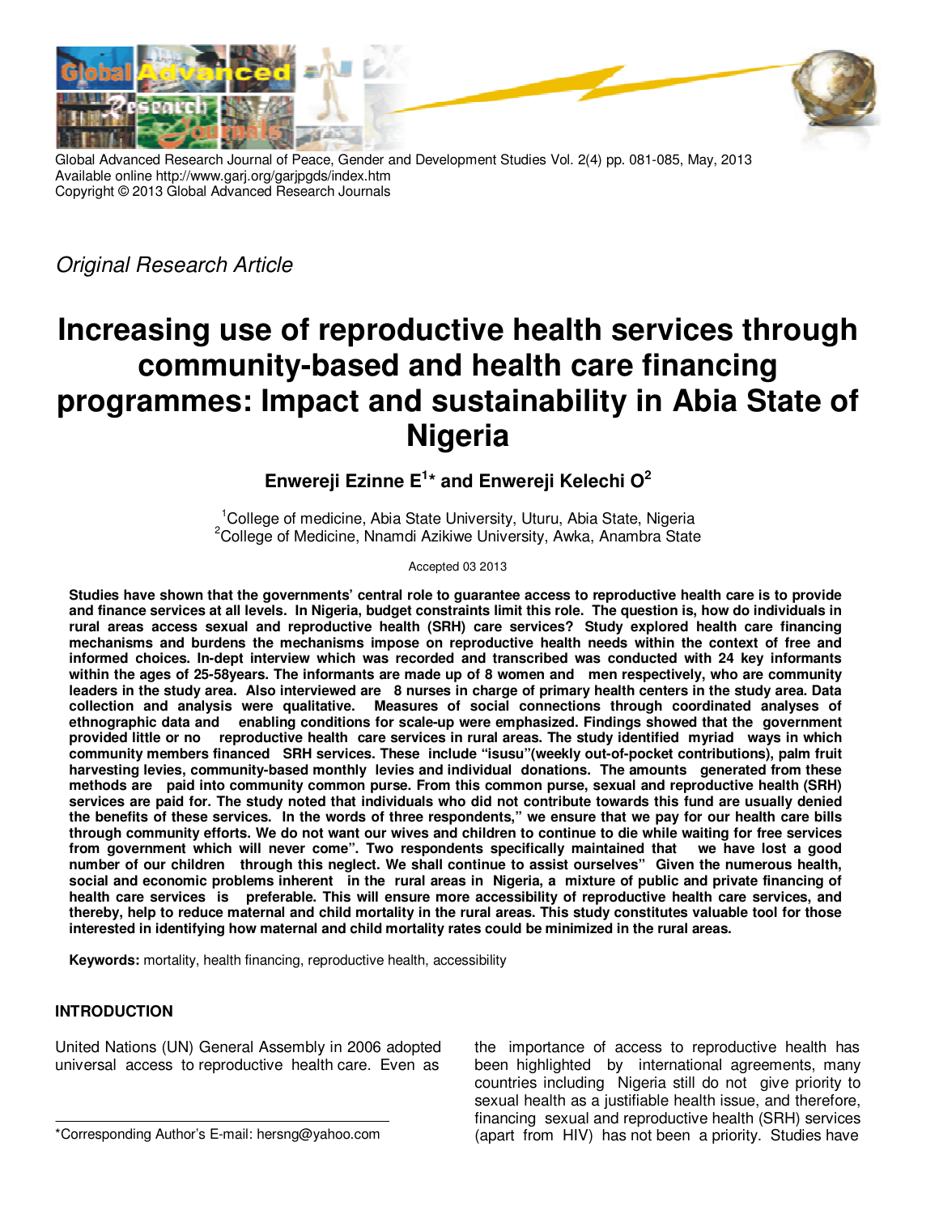Global Advanced Research Journal of Peace, Gender and Development Studies Vol. 2(4) pp. 081-085, May, 2013
Available online http://www.garj.org/garjpgds/index.htm
Copyright © 2013 Global Advanced Research Journals

*Original Research Article*

# Increasing use of reproductive health services through community-based and health care financing programmes: Impact and sustainability in Abia State of Nigeria

**Enwereji Ezinne E[1]* and Enwereji Kelechi O[2]**

[1]College of medicine, Abia State University, Uturu, Abia State, Nigeria
[2]College of Medicine, Nnamdi Azikiwe University, Awka, Anambra State

Accepted 03 2013

**Studies have shown that the governments' central role to guarantee access to reproductive health care is to provide and finance services at all levels. In Nigeria, budget constraints limit this role. The question is, how do individuals in rural areas access sexual and reproductive health (SRH) care services? Study explored health care financing mechanisms and burdens the mechanisms impose on reproductive health needs within the context of free and informed choices. In-dept interview which was recorded and transcribed was conducted with 24 key informants within the ages of 25-58years. The informants are made up of 8 women and men respectively, who are community leaders in the study area. Also interviewed are 8 nurses in charge of primary health centers in the study area. Data collection and analysis were qualitative. Measures of social connections through coordinated analyses of ethnographic data and enabling conditions for scale-up were emphasized. Findings showed that the government provided little or no reproductive health care services in rural areas. The study identified myriad ways in which community members financed SRH services. These include "isusu"(weekly out-of-pocket contributions), palm fruit harvesting levies, community-based monthly levies and individual donations. The amounts generated from these methods are paid into community common purse. From this common purse, sexual and reproductive health (SRH) services are paid for. The study noted that individuals who did not contribute towards this fund are usually denied the benefits of these services. In the words of three respondents," we ensure that we pay for our health care bills through community efforts. We do not want our wives and children to continue to die while waiting for free services from government which will never come". Two respondents specifically maintained that we have lost a good number of our children through this neglect. We shall continue to assist ourselves" Given the numerous health, social and economic problems inherent in the rural areas in Nigeria, a mixture of public and private financing of health care services is preferable. This will ensure more accessibility of reproductive health care services, and thereby, help to reduce maternal and child mortality in the rural areas. This study constitutes valuable tool for those interested in identifying how maternal and child mortality rates could be minimized in the rural areas.**

**Keywords:** mortality, health financing, reproductive health, accessibility

## INTRODUCTION

United Nations (UN) General Assembly in 2006 adopted universal access to reproductive health care. Even as the importance of access to reproductive health has been highlighted by international agreements, many countries including Nigeria still do not give priority to sexual health as a justifiable health issue, and therefore, financing sexual and reproductive health (SRH) services (apart from HIV) has not been a priority. Studies have

*Corresponding Author's E-mail: hersng@yahoo.com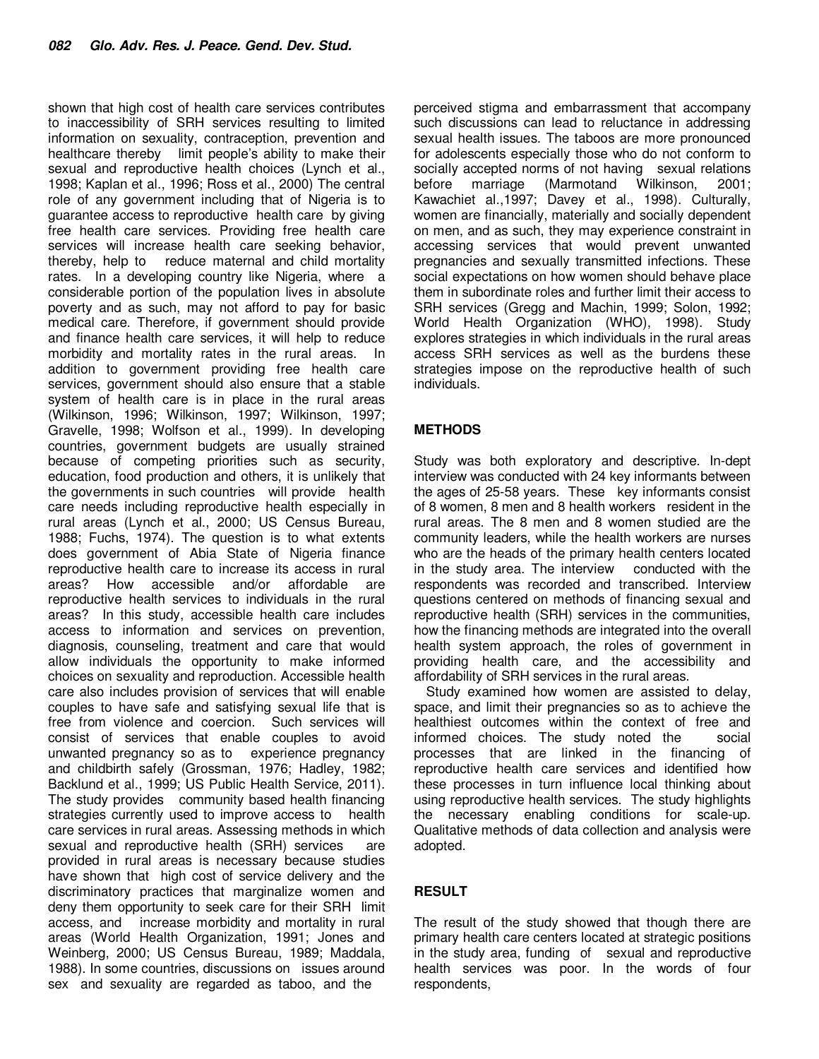shown that high cost of health care services contributes to inaccessibility of SRH services resulting to limited information on sexuality, contraception, prevention and healthcare thereby limit people's ability to make their sexual and reproductive health choices (Lynch et al., 1998; Kaplan et al., 1996; Ross et al., 2000) The central role of any government including that of Nigeria is to guarantee access to reproductive health care by giving free health care services. Providing free health care services will increase health care seeking behavior, thereby, help to reduce maternal and child mortality rates. In a developing country like Nigeria, where a considerable portion of the population lives in absolute poverty and as such, may not afford to pay for basic medical care. Therefore, if government should provide and finance health care services, it will help to reduce morbidity and mortality rates in the rural areas. In addition to government providing free health care services, government should also ensure that a stable system of health care is in place in the rural areas (Wilkinson, 1996; Wilkinson, 1997; Wilkinson, 1997; Gravelle, 1998; Wolfson et al., 1999). In developing countries, government budgets are usually strained because of competing priorities such as security, education, food production and others, it is unlikely that the governments in such countries will provide health care needs including reproductive health especially in rural areas (Lynch et al., 2000; US Census Bureau, 1988; Fuchs, 1974). The question is to what extents does government of Abia State of Nigeria finance reproductive health care to increase its access in rural areas? How accessible and/or affordable are reproductive health services to individuals in the rural areas? In this study, accessible health care includes access to information and services on prevention, diagnosis, counseling, treatment and care that would allow individuals the opportunity to make informed choices on sexuality and reproduction. Accessible health care also includes provision of services that will enable couples to have safe and satisfying sexual life that is free from violence and coercion. Such services will consist of services that enable couples to avoid unwanted pregnancy so as to experience pregnancy and childbirth safely (Grossman, 1976; Hadley, 1982; Backlund et al., 1999; US Public Health Service, 2011). The study provides community based health financing strategies currently used to improve access to health care services in rural areas. Assessing methods in which sexual and reproductive health (SRH) services are provided in rural areas is necessary because studies have shown that high cost of service delivery and the discriminatory practices that marginalize women and deny them opportunity to seek care for their SRH limit access, and increase morbidity and mortality in rural areas (World Health Organization, 1991; Jones and Weinberg, 2000; US Census Bureau, 1989; Maddala, 1988). In some countries, discussions on issues around sex and sexuality are regarded as taboo, and the perceived stigma and embarrassment that accompany such discussions can lead to reluctance in addressing sexual health issues. The taboos are more pronounced for adolescents especially those who do not conform to socially accepted norms of not having sexual relations before marriage (Marmotand Wilkinson, 2001; Kawachiet al.,1997; Davey et al., 1998). Culturally, women are financially, materially and socially dependent on men, and as such, they may experience constraint in accessing services that would prevent unwanted pregnancies and sexually transmitted infections. These social expectations on how women should behave place them in subordinate roles and further limit their access to SRH services (Gregg and Machin, 1999; Solon, 1992; World Health Organization (WHO), 1998). Study explores strategies in which individuals in the rural areas access SRH services as well as the burdens these strategies impose on the reproductive health of such individuals.

## METHODS

Study was both exploratory and descriptive. In-dept interview was conducted with 24 key informants between the ages of 25-58 years. These key informants consist of 8 women, 8 men and 8 health workers resident in the rural areas. The 8 men and 8 women studied are the community leaders, while the health workers are nurses who are the heads of the primary health centers located in the study area. The interview conducted with the respondents was recorded and transcribed. Interview questions centered on methods of financing sexual and reproductive health (SRH) services in the communities, how the financing methods are integrated into the overall health system approach, the roles of government in providing health care, and the accessibility and affordability of SRH services in the rural areas.

Study examined how women are assisted to delay, space, and limit their pregnancies so as to achieve the healthiest outcomes within the context of free and informed choices. The study noted the social processes that are linked in the financing of reproductive health care services and identified how these processes in turn influence local thinking about using reproductive health services. The study highlights the necessary enabling conditions for scale-up. Qualitative methods of data collection and analysis were adopted.

## RESULT

The result of the study showed that though there are primary health care centers located at strategic positions in the study area, funding of sexual and reproductive health services was poor. In the words of four respondents,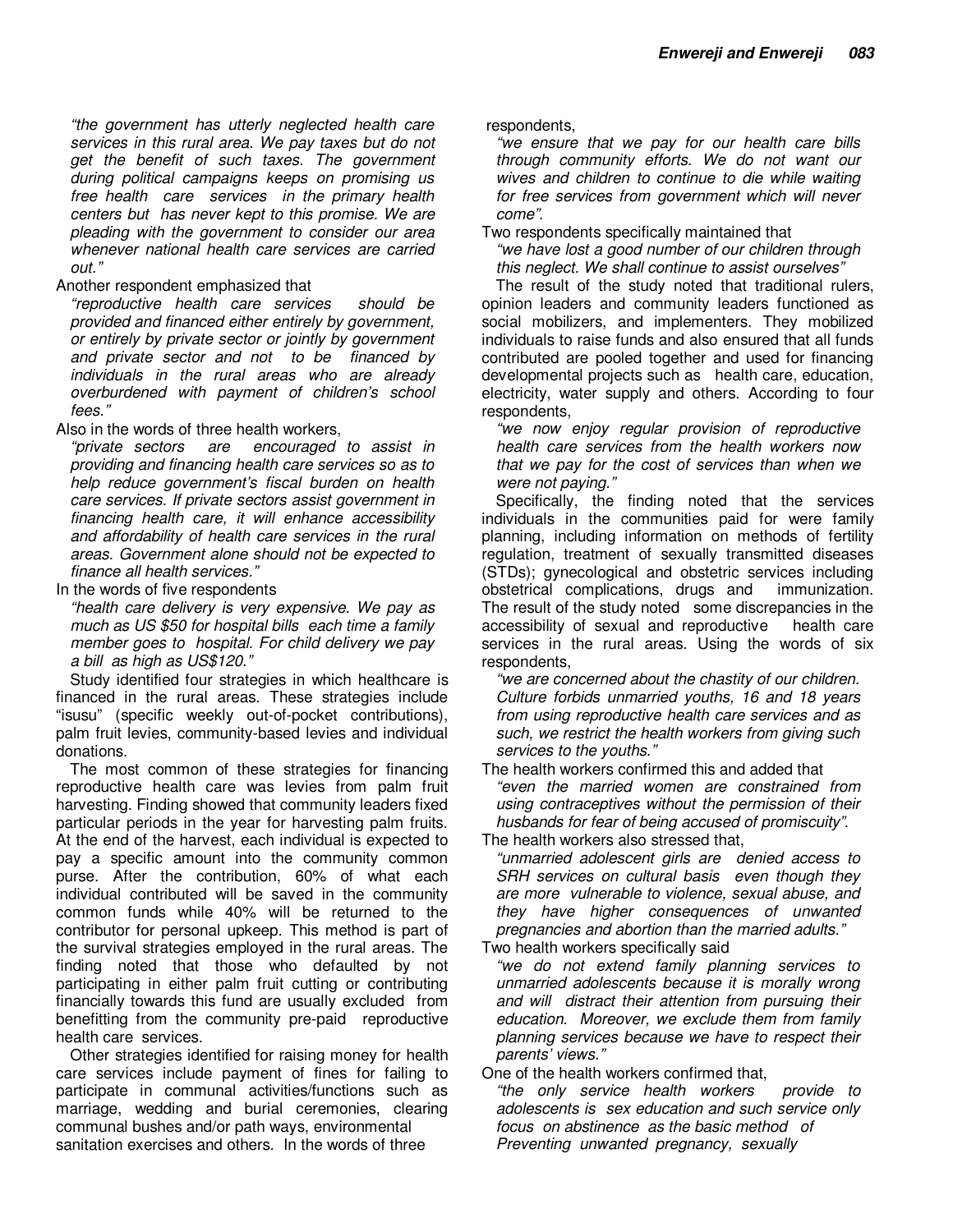*"the government has utterly neglected health care services in this rural area. We pay taxes but do not get the benefit of such taxes. The government during political campaigns keeps on promising us free health care services in the primary health centers but has never kept to this promise. We are pleading with the government to consider our area whenever national health care services are carried out."*

Another respondent emphasized that

*"reproductive health care services should be provided and financed either entirely by government, or entirely by private sector or jointly by government and private sector and not to be financed by individuals in the rural areas who are already overburdened with payment of children's school fees."*

Also in the words of three health workers,

*"private sectors are encouraged to assist in providing and financing health care services so as to help reduce government's fiscal burden on health care services. If private sectors assist government in financing health care, it will enhance accessibility and affordability of health care services in the rural areas. Government alone should not be expected to finance all health services."*

In the words of five respondents

*"health care delivery is very expensive. We pay as much as US $50 for hospital bills each time a family member goes to hospital. For child delivery we pay a bill as high as US$120."*

Study identified four strategies in which healthcare is financed in the rural areas. These strategies include "isusu" (specific weekly out-of-pocket contributions), palm fruit levies, community-based levies and individual donations.

The most common of these strategies for financing reproductive health care was levies from palm fruit harvesting. Finding showed that community leaders fixed particular periods in the year for harvesting palm fruits. At the end of the harvest, each individual is expected to pay a specific amount into the community common purse. After the contribution, 60% of what each individual contributed will be saved in the community common funds while 40% will be returned to the contributor for personal upkeep. This method is part of the survival strategies employed in the rural areas. The finding noted that those who defaulted by not participating in either palm fruit cutting or contributing financially towards this fund are usually excluded from benefitting from the community pre-paid reproductive health care services.

Other strategies identified for raising money for health care services include payment of fines for failing to participate in communal activities/functions such as marriage, wedding and burial ceremonies, clearing communal bushes and/or path ways, environmental sanitation exercises and others. In the words of three respondents,

*"we ensure that we pay for our health care bills through community efforts. We do not want our wives and children to continue to die while waiting for free services from government which will never come".*

Two respondents specifically maintained that

*"we have lost a good number of our children through this neglect. We shall continue to assist ourselves"*

The result of the study noted that traditional rulers, opinion leaders and community leaders functioned as social mobilizers, and implementers. They mobilized individuals to raise funds and also ensured that all funds contributed are pooled together and used for financing developmental projects such as health care, education, electricity, water supply and others. According to four respondents,

*"we now enjoy regular provision of reproductive health care services from the health workers now that we pay for the cost of services than when we were not paying."*

Specifically, the finding noted that the services individuals in the communities paid for were family planning, including information on methods of fertility regulation, treatment of sexually transmitted diseases (STDs); gynecological and obstetric services including obstetrical complications, drugs and immunization. The result of the study noted some discrepancies in the accessibility of sexual and reproductive health care services in the rural areas. Using the words of six respondents,

*"we are concerned about the chastity of our children. Culture forbids unmarried youths, 16 and 18 years from using reproductive health care services and as such, we restrict the health workers from giving such services to the youths."*

The health workers confirmed this and added that

*"even the married women are constrained from using contraceptives without the permission of their husbands for fear of being accused of promiscuity".*

The health workers also stressed that,

*"unmarried adolescent girls are denied access to SRH services on cultural basis even though they are more vulnerable to violence, sexual abuse, and they have higher consequences of unwanted pregnancies and abortion than the married adults."*

Two health workers specifically said

*"we do not extend family planning services to unmarried adolescents because it is morally wrong and will distract their attention from pursuing their education. Moreover, we exclude them from family planning services because we have to respect their parents' views."*

One of the health workers confirmed that,

*"the only service health workers provide to adolescents is sex education and such service only focus on abstinence as the basic method of Preventing unwanted pregnancy, sexually*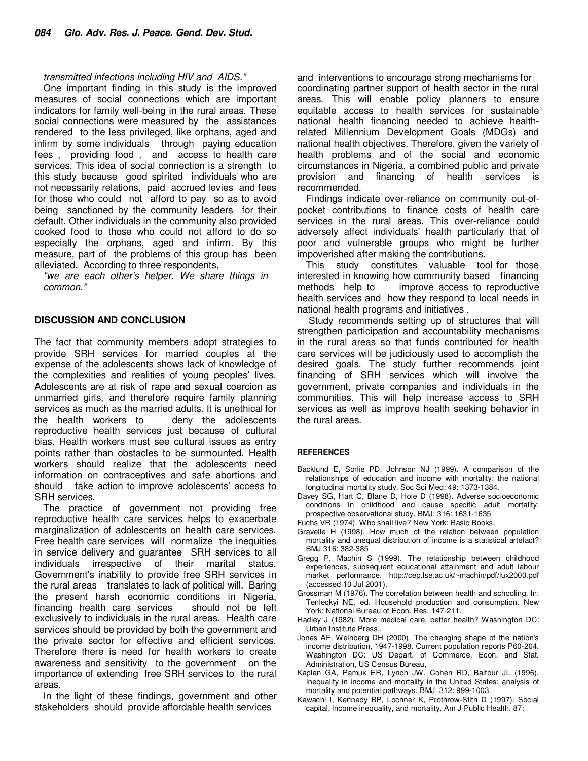*transmitted infections including HIV and AIDS."*

One important finding in this study is the improved measures of social connections which are important indicators for family well-being in the rural areas. These social connections were measured by the assistances rendered to the less privileged, like orphans, aged and infirm by some individuals through paying education fees , providing food , and access to health care services. This idea of social connection is a strength to this study because good spirited individuals who are not necessarily relations, paid accrued levies and fees for those who could not afford to pay so as to avoid being sanctioned by the community leaders for their default. Other individuals in the community also provided cooked food to those who could not afford to do so especially the orphans, aged and infirm. By this measure, part of the problems of this group has been alleviated. According to three respondents,

*"we are each other's helper. We share things in common."*

## DISCUSSION AND CONCLUSION

The fact that community members adopt strategies to provide SRH services for married couples at the expense of the adolescents shows lack of knowledge of the complexities and realities of young peoples' lives. Adolescents are at risk of rape and sexual coercion as unmarried girls, and therefore require family planning services as much as the married adults. It is unethical for the health workers to deny the adolescents reproductive health services just because of cultural bias. Health workers must see cultural issues as entry points rather than obstacles to be surmounted. Health workers should realize that the adolescents need information on contraceptives and safe abortions and should take action to improve adolescents' access to SRH services.

The practice of government not providing free reproductive health care services helps to exacerbate marginalization of adolescents on health care services. Free health care services will normalize the inequities in service delivery and guarantee SRH services to all individuals irrespective of their marital status. Government's inability to provide free SRH services in the rural areas translates to lack of political will. Baring the present harsh economic conditions in Nigeria, financing health care services should not be left exclusively to individuals in the rural areas. Health care services should be provided by both the government and the private sector for effective and efficient services. Therefore there is need for health workers to create awareness and sensitivity to the government on the importance of extending free SRH services to the rural areas.

In the light of these findings, government and other stakeholders should provide affordable health services and interventions to encourage strong mechanisms for coordinating partner support of health sector in the rural areas. This will enable policy planners to ensure equitable access to health services for sustainable national health financing needed to achieve health-related Millennium Development Goals (MDGs) and national health objectives. Therefore, given the variety of health problems and of the social and economic circumstances in Nigeria, a combined public and private provision and financing of health services is recommended.

Findings indicate over-reliance on community out-of-pocket contributions to finance costs of health care services in the rural areas. This over-reliance could adversely affect individuals' health particularly that of poor and vulnerable groups who might be further impoverished after making the contributions.

This study constitutes valuable tool for those interested in knowing how community based financing methods help to improve access to reproductive health services and how they respond to local needs in national health programs and initiatives .

Study recommends setting up of structures that will strengthen participation and accountability mechanisms in the rural areas so that funds contributed for health care services will be judiciously used to accomplish the desired goals. The study further recommends joint financing of SRH services which will involve the government, private companies and individuals in the communities. This will help increase access to SRH services as well as improve health seeking behavior in the rural areas.

## REFERENCES

Backlund E, Sorlie PD, Johnson NJ (1999). A comparison of the relationships of education and income with mortality: the national longitudinal mortality study. Soc Sci Med; 49: 1373-1384.

Davey SG, Hart C, Blane D, Hole D (1998). Adverse socioeconomic conditions in childhood and cause specific adult mortality: prospective observational study. BMJ. 316: 1631-1635

Fuchs VR (1974). Who shall live? New York: Basic Books,

Gravelle H (1998). How much of the relation between population mortality and unequal distribution of income is a statistical artefact? BMJ 316: 382-385

Gregg P, Machin S (1999). The relationship between childhood experiences, subsequent educational attainment and adult labour market performance. http://cep.lse.ac.uk/~machin/pdf/lux2000.pdf (accessed 10 Jul 2001).

Grossman M (1976). The correlation between health and schooling. In: Tenleckyi NE, ed. Household production and consumption. New York: National Bureau of Econ. Res..147-211.

Hadley J (1982). More medical care, better health? Washington DC: Urban Institute Press..

Jones AF, Weinberg DH (2000). The changing shape of the nation's income distribution, 1947-1998. Current population reports P60-204. Washington DC: US Depart. of Commerce, Econ. and Stat. Administration, US Census Bureau,

Kaplan GA, Pamuk ER, Lynch JW, Cohen RD, Balfour JL (1996). Inequality in income and mortality in the United States: analysis of mortality and potential pathways. BMJ. 312: 999-1003.

Kawachi I, Kennedy BP, Lochner K, Prothrow-Stith D (1997). Social capital, income inequality, and mortality. Am J Public Health. 87: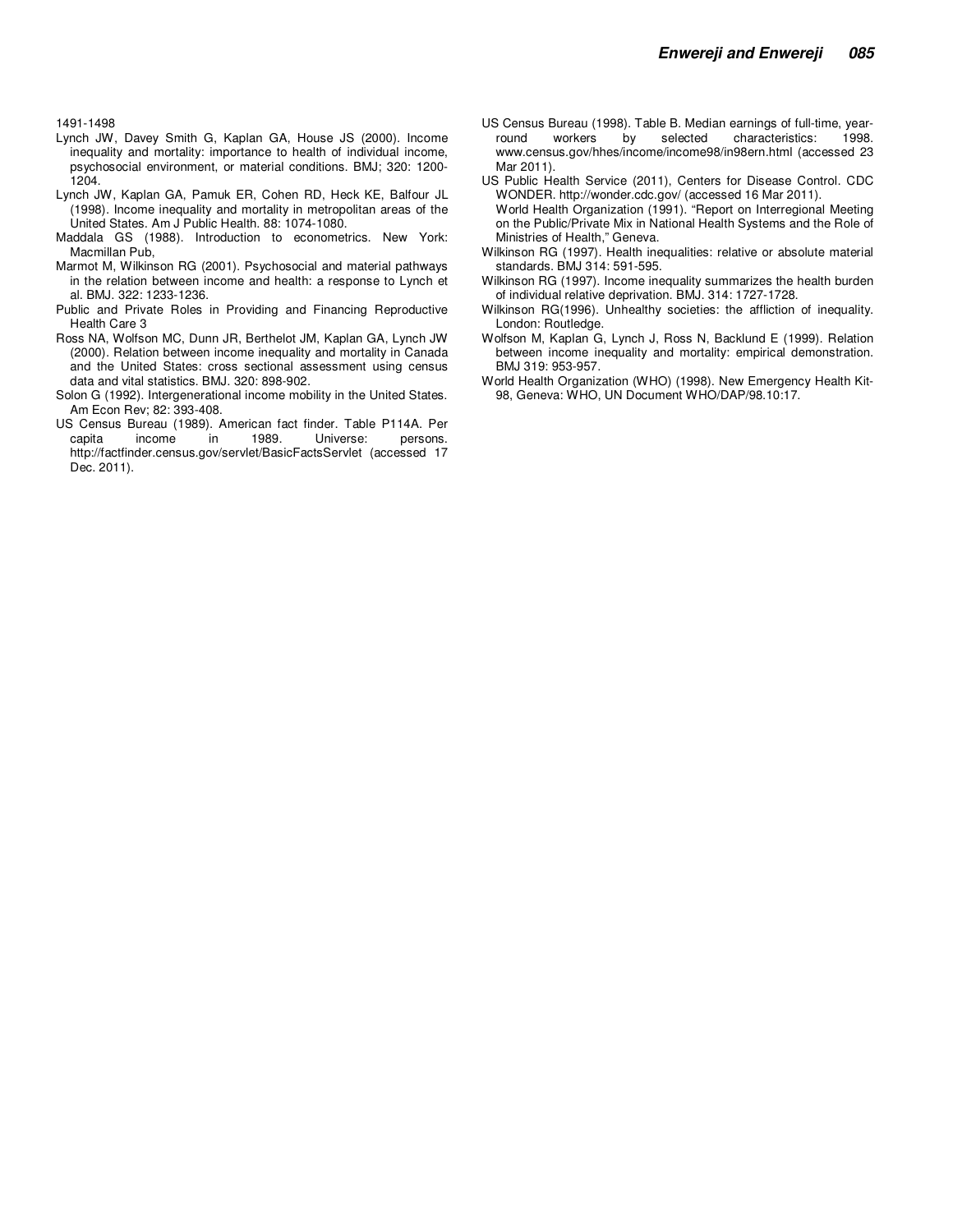1491-1498

Lynch JW, Davey Smith G, Kaplan GA, House JS (2000). Income inequality and mortality: importance to health of individual income, psychosocial environment, or material conditions. BMJ; 320: 1200-1204.

Lynch JW, Kaplan GA, Pamuk ER, Cohen RD, Heck KE, Balfour JL (1998). Income inequality and mortality in metropolitan areas of the United States. Am J Public Health. 88: 1074-1080.

Maddala GS (1988). Introduction to econometrics. New York: Macmillan Pub,

Marmot M, Wilkinson RG (2001). Psychosocial and material pathways in the relation between income and health: a response to Lynch et al. BMJ. 322: 1233-1236.

Public and Private Roles in Providing and Financing Reproductive Health Care 3

Ross NA, Wolfson MC, Dunn JR, Berthelot JM, Kaplan GA, Lynch JW (2000). Relation between income inequality and mortality in Canada and the United States: cross sectional assessment using census data and vital statistics. BMJ. 320: 898-902.

Solon G (1992). Intergenerational income mobility in the United States. Am Econ Rev; 82: 393-408.

US Census Bureau (1989). American fact finder. Table P114A. Per capita income in 1989. Universe: persons. http://factfinder.census.gov/servlet/BasicFactsServlet (accessed 17 Dec. 2011).

US Census Bureau (1998). Table B. Median earnings of full-time, year-round workers by selected characteristics: 1998. www.census.gov/hhes/income/income98/in98ern.html (accessed 23 Mar 2011).

US Public Health Service (2011), Centers for Disease Control. CDC WONDER. http://wonder.cdc.gov/ (accessed 16 Mar 2011).
World Health Organization (1991). "Report on Interregional Meeting on the Public/Private Mix in National Health Systems and the Role of Ministries of Health," Geneva.

Wilkinson RG (1997). Health inequalities: relative or absolute material standards. BMJ 314: 591-595.

Wilkinson RG (1997). Income inequality summarizes the health burden of individual relative deprivation. BMJ. 314: 1727-1728.

Wilkinson RG(1996). Unhealthy societies: the affliction of inequality. London: Routledge.

Wolfson M, Kaplan G, Lynch J, Ross N, Backlund E (1999). Relation between income inequality and mortality: empirical demonstration. BMJ 319: 953-957.

World Health Organization (WHO) (1998). New Emergency Health Kit-98, Geneva: WHO, UN Document WHO/DAP/98.10:17.